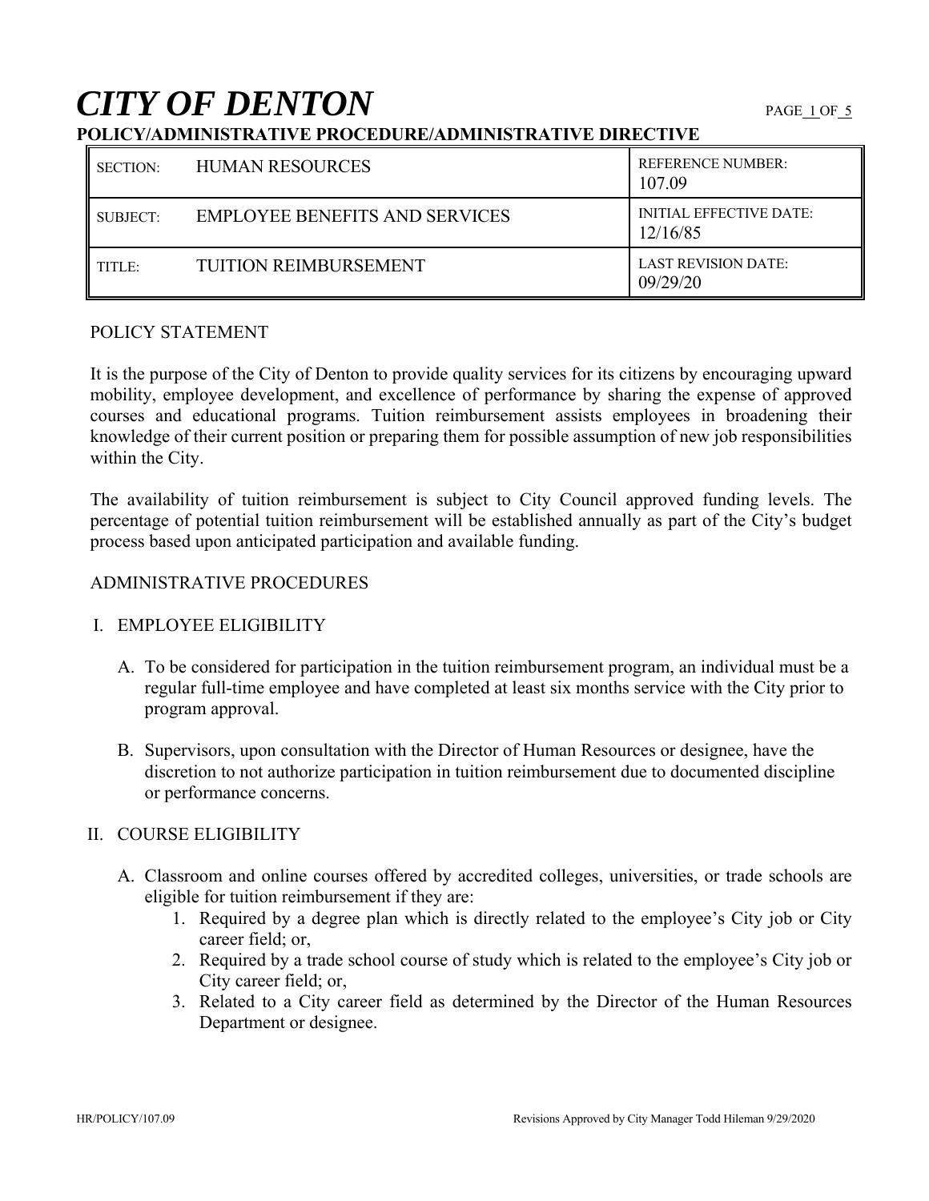# *CITY OF DENTON*

**POLICY/ADMINISTRATIVE PROCEDURE/ADMINISTRATIVE DIRECTIVE**

| | | |
|---|---|---|
| SECTION: | HUMAN RESOURCES | REFERENCE NUMBER: 107.09 |
| SUBJECT: | EMPLOYEE BENEFITS AND SERVICES | INITIAL EFFECTIVE DATE: 12/16/85 |
| TITLE: | TUITION REIMBURSEMENT | LAST REVISION DATE: 09/29/20 |

## POLICY STATEMENT

It is the purpose of the City of Denton to provide quality services for its citizens by encouraging upward mobility, employee development, and excellence of performance by sharing the expense of approved courses and educational programs. Tuition reimbursement assists employees in broadening their knowledge of their current position or preparing them for possible assumption of new job responsibilities within the City.

The availability of tuition reimbursement is subject to City Council approved funding levels. The percentage of potential tuition reimbursement will be established annually as part of the City's budget process based upon anticipated participation and available funding.

## ADMINISTRATIVE PROCEDURES

### I. EMPLOYEE ELIGIBILITY

A. To be considered for participation in the tuition reimbursement program, an individual must be a regular full-time employee and have completed at least six months service with the City prior to program approval.

B. Supervisors, upon consultation with the Director of Human Resources or designee, have the discretion to not authorize participation in tuition reimbursement due to documented discipline or performance concerns.

### II. COURSE ELIGIBILITY

A. Classroom and online courses offered by accredited colleges, universities, or trade schools are eligible for tuition reimbursement if they are:

1. Required by a degree plan which is directly related to the employee's City job or City career field; or,
2. Required by a trade school course of study which is related to the employee's City job or City career field; or,
3. Related to a City career field as determined by the Director of the Human Resources Department or designee.

HR/POLICY/107.09 Revisions Approved by City Manager Todd Hileman 9/29/2020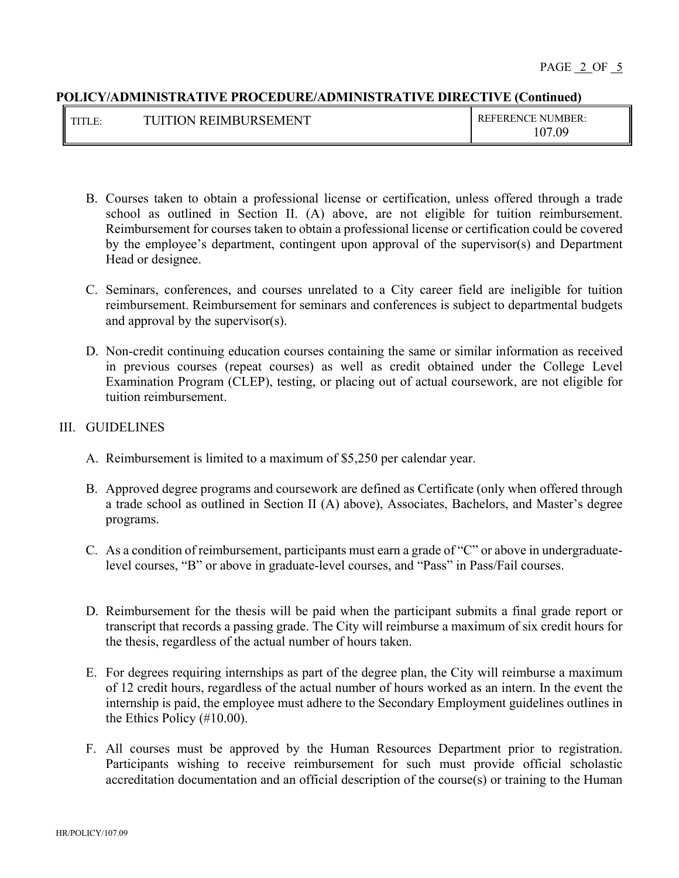B. Courses taken to obtain a professional license or certification, unless offered through a trade school as outlined in Section II. (A) above, are not eligible for tuition reimbursement. Reimbursement for courses taken to obtain a professional license or certification could be covered by the employee's department, contingent upon approval of the supervisor(s) and Department Head or designee.

C. Seminars, conferences, and courses unrelated to a City career field are ineligible for tuition reimbursement. Reimbursement for seminars and conferences is subject to departmental budgets and approval by the supervisor(s).

D. Non-credit continuing education courses containing the same or similar information as received in previous courses (repeat courses) as well as credit obtained under the College Level Examination Program (CLEP), testing, or placing out of actual coursework, are not eligible for tuition reimbursement.

## III. GUIDELINES

A. Reimbursement is limited to a maximum of $5,250 per calendar year.

B. Approved degree programs and coursework are defined as Certificate (only when offered through a trade school as outlined in Section II (A) above), Associates, Bachelors, and Master's degree programs.

C. As a condition of reimbursement, participants must earn a grade of "C" or above in undergraduate-level courses, "B" or above in graduate-level courses, and "Pass" in Pass/Fail courses.

D. Reimbursement for the thesis will be paid when the participant submits a final grade report or transcript that records a passing grade. The City will reimburse a maximum of six credit hours for the thesis, regardless of the actual number of hours taken.

E. For degrees requiring internships as part of the degree plan, the City will reimburse a maximum of 12 credit hours, regardless of the actual number of hours worked as an intern. In the event the internship is paid, the employee must adhere to the Secondary Employment guidelines outlines in the Ethics Policy (#10.00).

F. All courses must be approved by the Human Resources Department prior to registration. Participants wishing to receive reimbursement for such must provide official scholastic accreditation documentation and an official description of the course(s) or training to the Human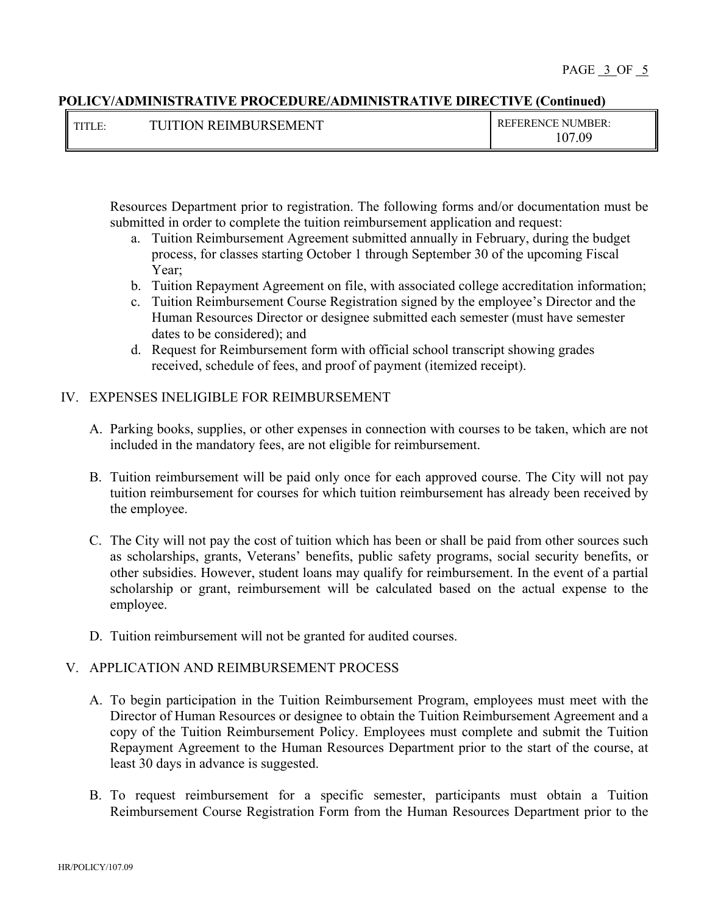Resources Department prior to registration. The following forms and/or documentation must be submitted in order to complete the tuition reimbursement application and request:

a. Tuition Reimbursement Agreement submitted annually in February, during the budget process, for classes starting October 1 through September 30 of the upcoming Fiscal Year;
b. Tuition Repayment Agreement on file, with associated college accreditation information;
c. Tuition Reimbursement Course Registration signed by the employee's Director and the Human Resources Director or designee submitted each semester (must have semester dates to be considered); and
d. Request for Reimbursement form with official school transcript showing grades received, schedule of fees, and proof of payment (itemized receipt).

## IV. EXPENSES INELIGIBLE FOR REIMBURSEMENT

A. Parking books, supplies, or other expenses in connection with courses to be taken, which are not included in the mandatory fees, are not eligible for reimbursement.

B. Tuition reimbursement will be paid only once for each approved course. The City will not pay tuition reimbursement for courses for which tuition reimbursement has already been received by the employee.

C. The City will not pay the cost of tuition which has been or shall be paid from other sources such as scholarships, grants, Veterans' benefits, public safety programs, social security benefits, or other subsidies. However, student loans may qualify for reimbursement. In the event of a partial scholarship or grant, reimbursement will be calculated based on the actual expense to the employee.

D. Tuition reimbursement will not be granted for audited courses.

## V. APPLICATION AND REIMBURSEMENT PROCESS

A. To begin participation in the Tuition Reimbursement Program, employees must meet with the Director of Human Resources or designee to obtain the Tuition Reimbursement Agreement and a copy of the Tuition Reimbursement Policy. Employees must complete and submit the Tuition Repayment Agreement to the Human Resources Department prior to the start of the course, at least 30 days in advance is suggested.

B. To request reimbursement for a specific semester, participants must obtain a Tuition Reimbursement Course Registration Form from the Human Resources Department prior to the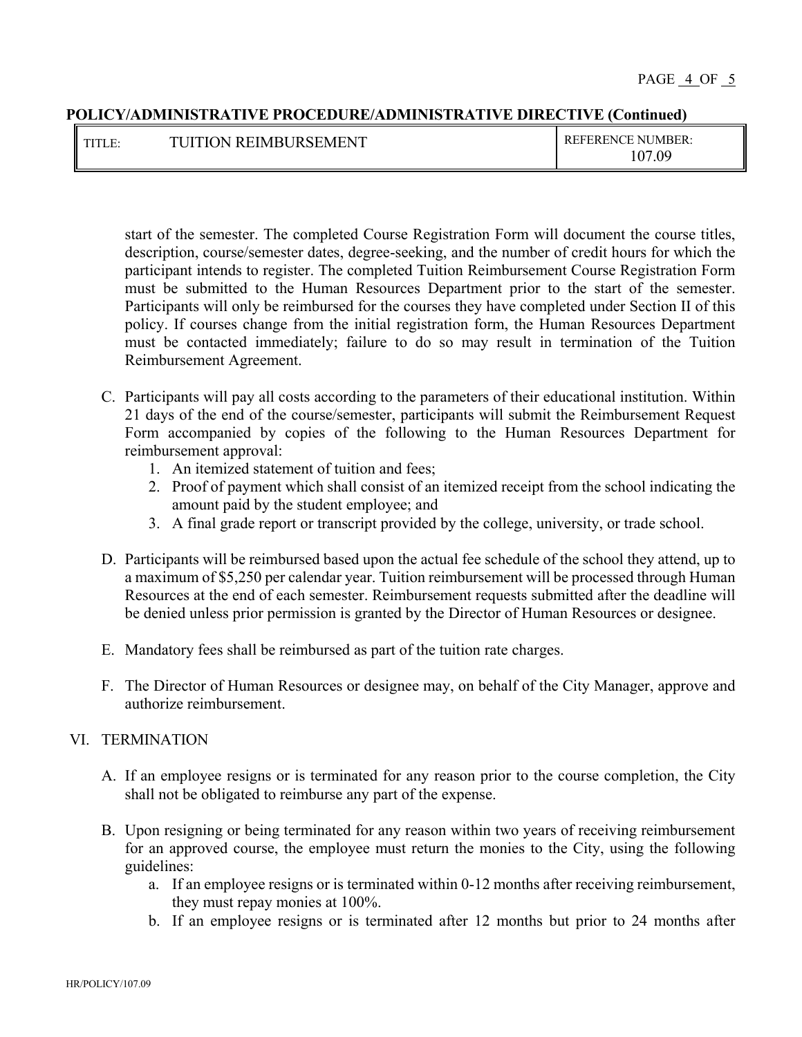start of the semester. The completed Course Registration Form will document the course titles, description, course/semester dates, degree-seeking, and the number of credit hours for which the participant intends to register. The completed Tuition Reimbursement Course Registration Form must be submitted to the Human Resources Department prior to the start of the semester. Participants will only be reimbursed for the courses they have completed under Section II of this policy. If courses change from the initial registration form, the Human Resources Department must be contacted immediately; failure to do so may result in termination of the Tuition Reimbursement Agreement.

C. Participants will pay all costs according to the parameters of their educational institution. Within 21 days of the end of the course/semester, participants will submit the Reimbursement Request Form accompanied by copies of the following to the Human Resources Department for reimbursement approval:
   1. An itemized statement of tuition and fees;
   2. Proof of payment which shall consist of an itemized receipt from the school indicating the amount paid by the student employee; and
   3. A final grade report or transcript provided by the college, university, or trade school.

D. Participants will be reimbursed based upon the actual fee schedule of the school they attend, up to a maximum of $5,250 per calendar year. Tuition reimbursement will be processed through Human Resources at the end of each semester. Reimbursement requests submitted after the deadline will be denied unless prior permission is granted by the Director of Human Resources or designee.

E. Mandatory fees shall be reimbursed as part of the tuition rate charges.

F. The Director of Human Resources or designee may, on behalf of the City Manager, approve and authorize reimbursement.

VI. TERMINATION

A. If an employee resigns or is terminated for any reason prior to the course completion, the City shall not be obligated to reimburse any part of the expense.

B. Upon resigning or being terminated for any reason within two years of receiving reimbursement for an approved course, the employee must return the monies to the City, using the following guidelines:
   a. If an employee resigns or is terminated within 0-12 months after receiving reimbursement, they must repay monies at 100%.
   b. If an employee resigns or is terminated after 12 months but prior to 24 months after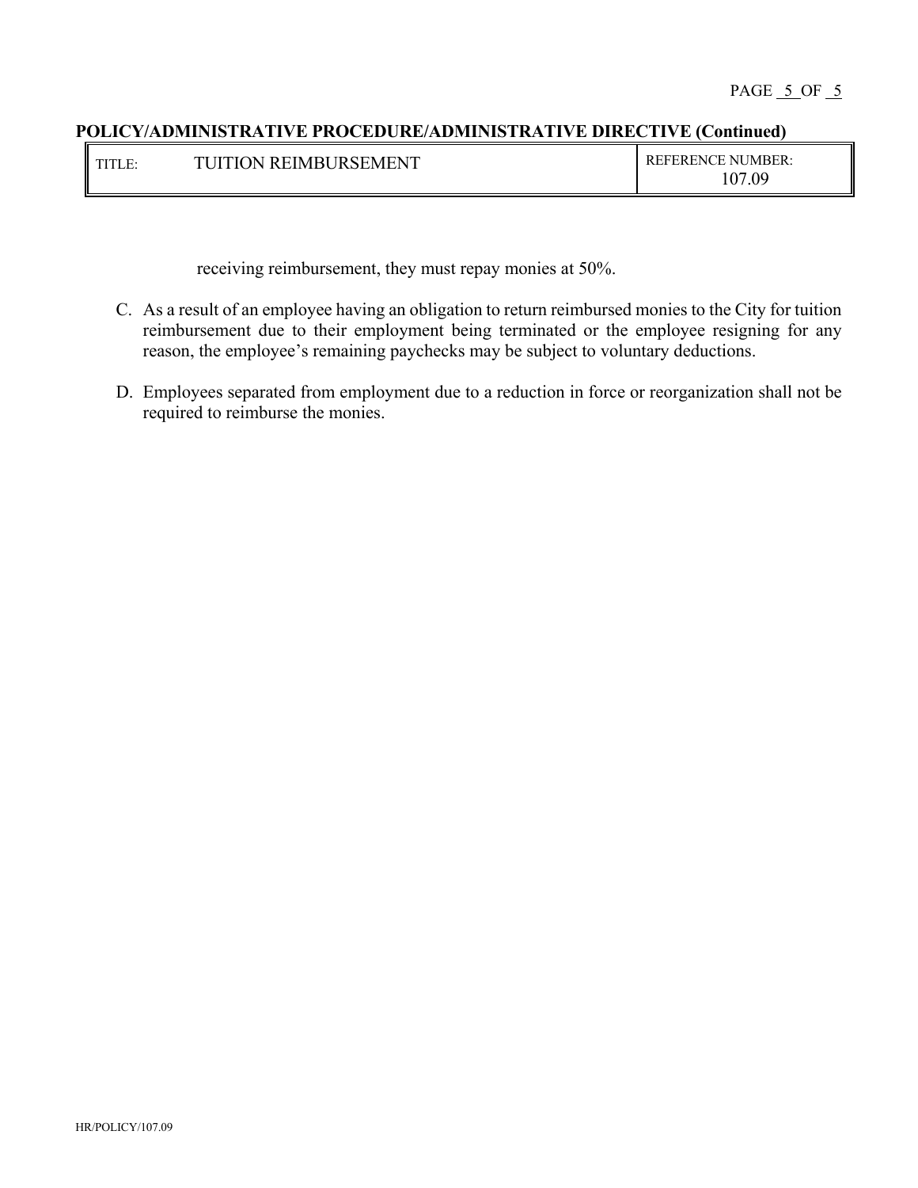receiving reimbursement, they must repay monies at 50%.

C. As a result of an employee having an obligation to return reimbursed monies to the City for tuition reimbursement due to their employment being terminated or the employee resigning for any reason, the employee's remaining paychecks may be subject to voluntary deductions.

D. Employees separated from employment due to a reduction in force or reorganization shall not be required to reimburse the monies.